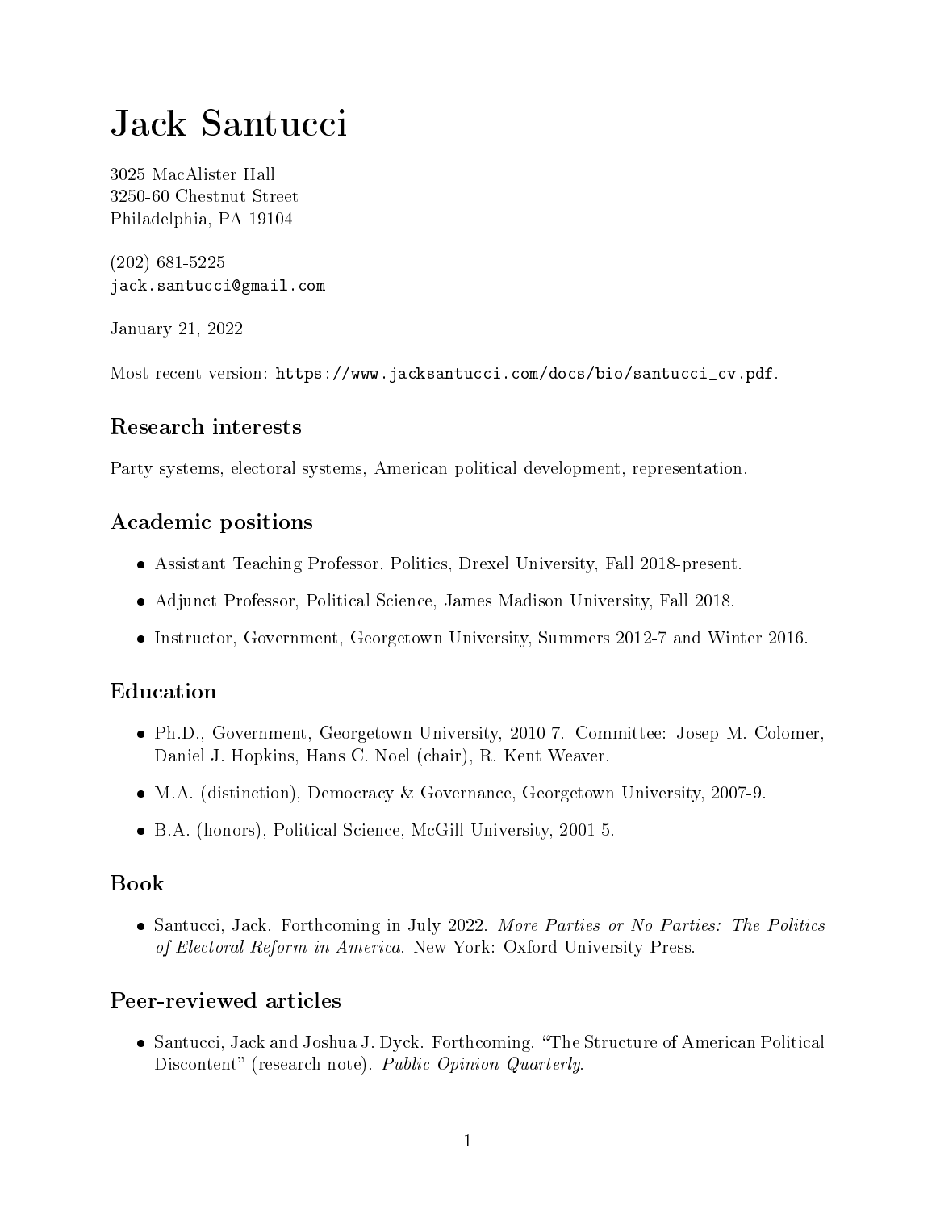# Jack Santucci

3025 MacAlister Hall
3250-60 Chestnut Street
Philadelphia, PA 19104

(202) 681-5225
jack.santucci@gmail.com

January 21, 2022

Most recent version: https://www.jacksantucci.com/docs/bio/santucci_cv.pdf.

## Research interests

Party systems, electoral systems, American political development, representation.

## Academic positions

- Assistant Teaching Professor, Politics, Drexel University, Fall 2018-present.
- Adjunct Professor, Political Science, James Madison University, Fall 2018.
- Instructor, Government, Georgetown University, Summers 2012-7 and Winter 2016.

## Education

- Ph.D., Government, Georgetown University, 2010-7. Committee: Josep M. Colomer, Daniel J. Hopkins, Hans C. Noel (chair), R. Kent Weaver.
- M.A. (distinction), Democracy & Governance, Georgetown University, 2007-9.
- B.A. (honors), Political Science, McGill University, 2001-5.

## Book

- Santucci, Jack. Forthcoming in July 2022. *More Parties or No Parties: The Politics of Electoral Reform in America*. New York: Oxford University Press.

## Peer-reviewed articles

- Santucci, Jack and Joshua J. Dyck. Forthcoming. "The Structure of American Political Discontent" (research note). *Public Opinion Quarterly*.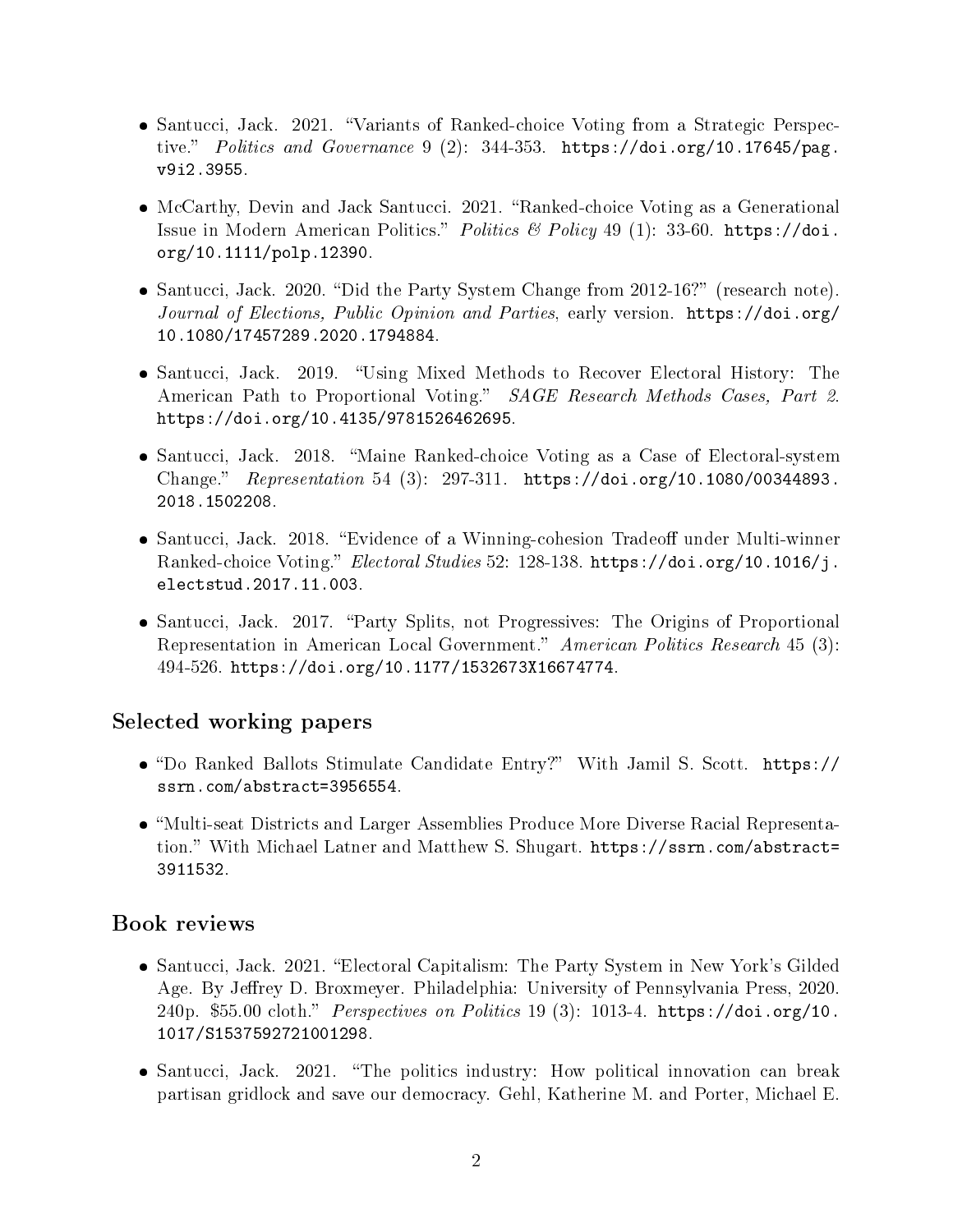- Santucci, Jack. 2021. "Variants of Ranked-choice Voting from a Strategic Perspective." *Politics and Governance* 9 (2): 344-353. `https://doi.org/10.17645/pag.v9i2.3955`.

- McCarthy, Devin and Jack Santucci. 2021. "Ranked-choice Voting as a Generational Issue in Modern American Politics." *Politics & Policy* 49 (1): 33-60. `https://doi.org/10.1111/polp.12390`.

- Santucci, Jack. 2020. "Did the Party System Change from 2012-16?" (research note). *Journal of Elections, Public Opinion and Parties*, early version. `https://doi.org/10.1080/17457289.2020.1794884`.

- Santucci, Jack. 2019. "Using Mixed Methods to Recover Electoral History: The American Path to Proportional Voting." *SAGE Research Methods Cases, Part 2*. `https://doi.org/10.4135/9781526462695`.

- Santucci, Jack. 2018. "Maine Ranked-choice Voting as a Case of Electoral-system Change." *Representation* 54 (3): 297-311. `https://doi.org/10.1080/00344893.2018.1502208`.

- Santucci, Jack. 2018. "Evidence of a Winning-cohesion Tradeoff under Multi-winner Ranked-choice Voting." *Electoral Studies* 52: 128-138. `https://doi.org/10.1016/j.electstud.2017.11.003`.

- Santucci, Jack. 2017. "Party Splits, not Progressives: The Origins of Proportional Representation in American Local Government." *American Politics Research* 45 (3): 494-526. `https://doi.org/10.1177/1532673X16674774`.

## Selected working papers

- "Do Ranked Ballots Stimulate Candidate Entry?" With Jamil S. Scott. `https://ssrn.com/abstract=3956554`.

- "Multi-seat Districts and Larger Assemblies Produce More Diverse Racial Representation." With Michael Latner and Matthew S. Shugart. `https://ssrn.com/abstract=3911532`.

## Book reviews

- Santucci, Jack. 2021. "Electoral Capitalism: The Party System in New York's Gilded Age. By Jeffrey D. Broxmeyer. Philadelphia: University of Pennsylvania Press, 2020. 240p. $55.00 cloth." *Perspectives on Politics* 19 (3): 1013-4. `https://doi.org/10.1017/S1537592721001298`.

- Santucci, Jack. 2021. "The politics industry: How political innovation can break partisan gridlock and save our democracy. Gehl, Katherine M. and Porter, Michael E.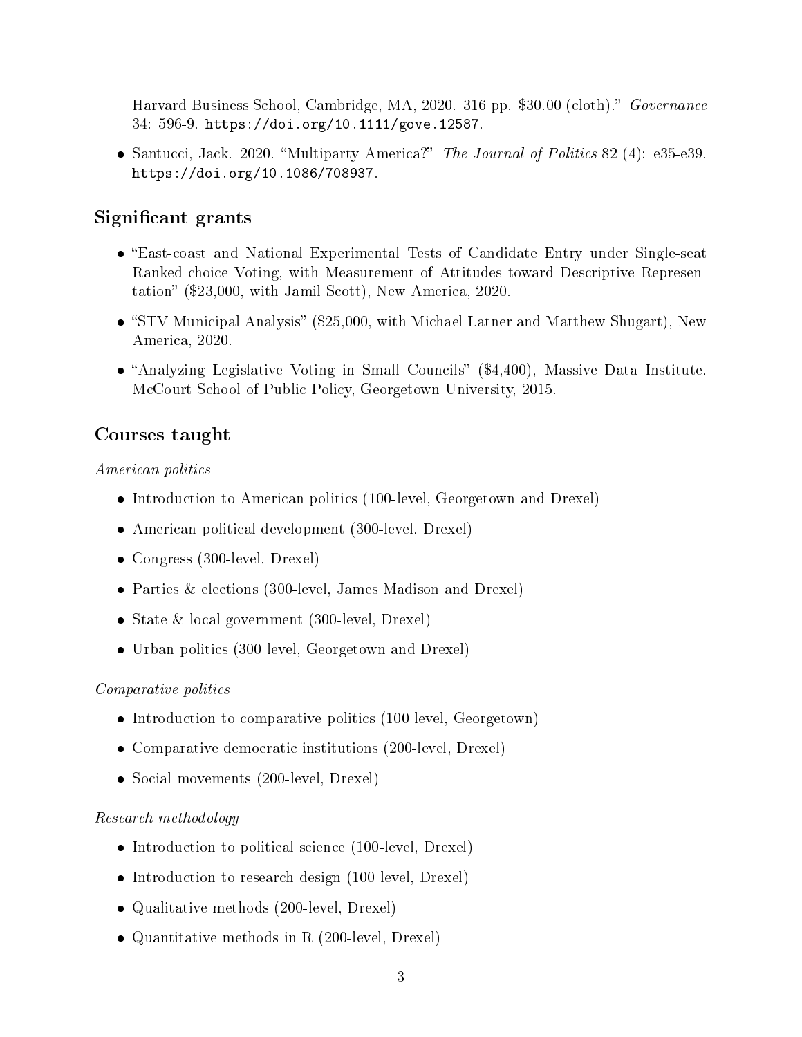Harvard Business School, Cambridge, MA, 2020. 316 pp. $30.00 (cloth)." *Governance* 34: 596-9. https://doi.org/10.1111/gove.12587.

- Santucci, Jack. 2020. "Multiparty America?" *The Journal of Politics* 82 (4): e35-e39. https://doi.org/10.1086/708937.

## Significant grants

- "East-coast and National Experimental Tests of Candidate Entry under Single-seat Ranked-choice Voting, with Measurement of Attitudes toward Descriptive Representation" ($23,000, with Jamil Scott), New America, 2020.
- "STV Municipal Analysis" ($25,000, with Michael Latner and Matthew Shugart), New America, 2020.
- "Analyzing Legislative Voting in Small Councils" ($4,400), Massive Data Institute, McCourt School of Public Policy, Georgetown University, 2015.

## Courses taught

*American politics*

- Introduction to American politics (100-level, Georgetown and Drexel)
- American political development (300-level, Drexel)
- Congress (300-level, Drexel)
- Parties & elections (300-level, James Madison and Drexel)
- State & local government (300-level, Drexel)
- Urban politics (300-level, Georgetown and Drexel)

*Comparative politics*

- Introduction to comparative politics (100-level, Georgetown)
- Comparative democratic institutions (200-level, Drexel)
- Social movements (200-level, Drexel)

*Research methodology*

- Introduction to political science (100-level, Drexel)
- Introduction to research design (100-level, Drexel)
- Qualitative methods (200-level, Drexel)
- Quantitative methods in R (200-level, Drexel)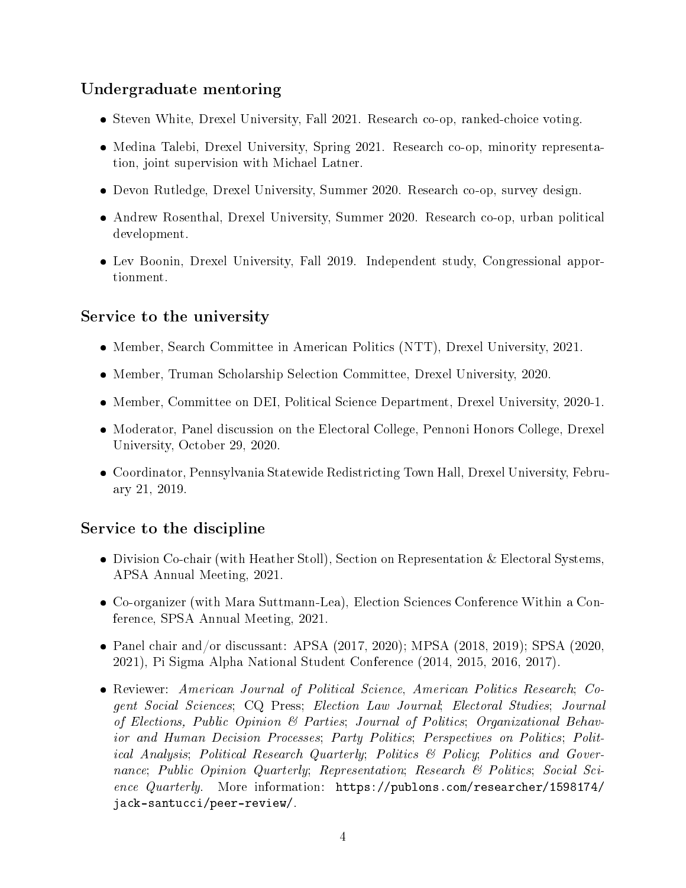## Undergraduate mentoring

- Steven White, Drexel University, Fall 2021. Research co-op, ranked-choice voting.
- Medina Talebi, Drexel University, Spring 2021. Research co-op, minority representation, joint supervision with Michael Latner.
- Devon Rutledge, Drexel University, Summer 2020. Research co-op, survey design.
- Andrew Rosenthal, Drexel University, Summer 2020. Research co-op, urban political development.
- Lev Boonin, Drexel University, Fall 2019. Independent study, Congressional apportionment.

## Service to the university

- Member, Search Committee in American Politics (NTT), Drexel University, 2021.
- Member, Truman Scholarship Selection Committee, Drexel University, 2020.
- Member, Committee on DEI, Political Science Department, Drexel University, 2020-1.
- Moderator, Panel discussion on the Electoral College, Pennoni Honors College, Drexel University, October 29, 2020.
- Coordinator, Pennsylvania Statewide Redistricting Town Hall, Drexel University, February 21, 2019.

## Service to the discipline

- Division Co-chair (with Heather Stoll), Section on Representation & Electoral Systems, APSA Annual Meeting, 2021.
- Co-organizer (with Mara Suttmann-Lea), Election Sciences Conference Within a Conference, SPSA Annual Meeting, 2021.
- Panel chair and/or discussant: APSA (2017, 2020); MPSA (2018, 2019); SPSA (2020, 2021), Pi Sigma Alpha National Student Conference (2014, 2015, 2016, 2017).
- Reviewer: *American Journal of Political Science*, *American Politics Research*; *Cogent Social Sciences*; CQ Press; *Election Law Journal*; *Electoral Studies*; *Journal of Elections, Public Opinion & Parties*; *Journal of Politics*; *Organizational Behavior and Human Decision Processes*; *Party Politics*; *Perspectives on Politics*; *Political Analysis*; *Political Research Quarterly*; *Politics & Policy*; *Politics and Governance*; *Public Opinion Quarterly*; *Representation*; *Research & Politics*; *Social Science Quarterly*. More information: `https://publons.com/researcher/1598174/jack-santucci/peer-review/`.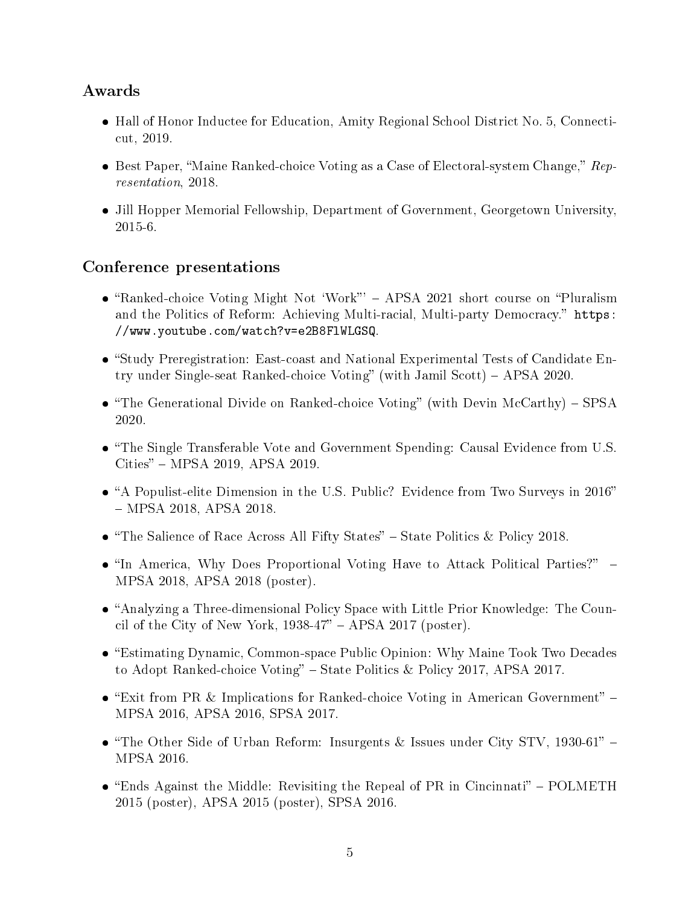## Awards

- Hall of Honor Inductee for Education, Amity Regional School District No. 5, Connecticut, 2019.
- Best Paper, "Maine Ranked-choice Voting as a Case of Electoral-system Change," *Representation*, 2018.
- Jill Hopper Memorial Fellowship, Department of Government, Georgetown University, 2015-6.

## Conference presentations

- "Ranked-choice Voting Might Not 'Work"' – APSA 2021 short course on "Pluralism and the Politics of Reform: Achieving Multi-racial, Multi-party Democracy." `https://www.youtube.com/watch?v=e2B8FlWLGSQ`.
- "Study Preregistration: East-coast and National Experimental Tests of Candidate Entry under Single-seat Ranked-choice Voting" (with Jamil Scott) – APSA 2020.
- "The Generational Divide on Ranked-choice Voting" (with Devin McCarthy) – SPSA 2020.
- "The Single Transferable Vote and Government Spending: Causal Evidence from U.S. Cities" – MPSA 2019, APSA 2019.
- "A Populist-elite Dimension in the U.S. Public? Evidence from Two Surveys in 2016" – MPSA 2018, APSA 2018.
- "The Salience of Race Across All Fifty States" – State Politics & Policy 2018.
- "In America, Why Does Proportional Voting Have to Attack Political Parties?" – MPSA 2018, APSA 2018 (poster).
- "Analyzing a Three-dimensional Policy Space with Little Prior Knowledge: The Council of the City of New York, 1938-47" – APSA 2017 (poster).
- "Estimating Dynamic, Common-space Public Opinion: Why Maine Took Two Decades to Adopt Ranked-choice Voting" – State Politics & Policy 2017, APSA 2017.
- "Exit from PR & Implications for Ranked-choice Voting in American Government" – MPSA 2016, APSA 2016, SPSA 2017.
- "The Other Side of Urban Reform: Insurgents & Issues under City STV, 1930-61" – MPSA 2016.
- "Ends Against the Middle: Revisiting the Repeal of PR in Cincinnati" – POLMETH 2015 (poster), APSA 2015 (poster), SPSA 2016.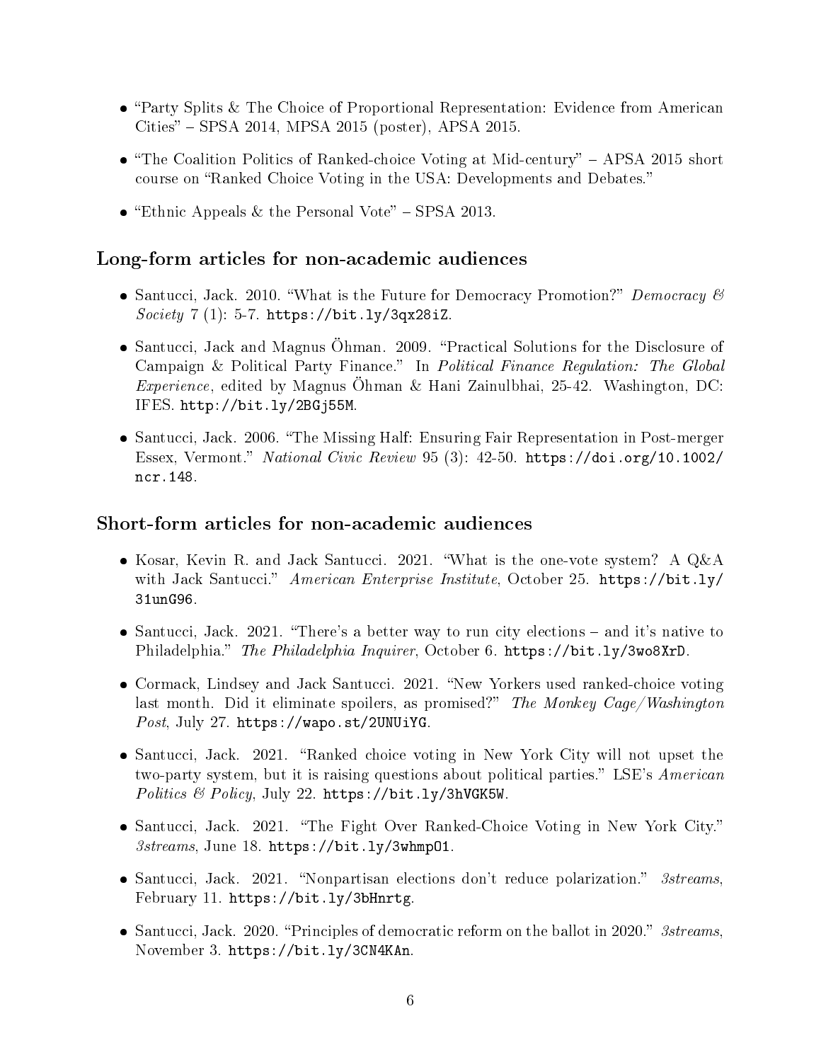- "Party Splits & The Choice of Proportional Representation: Evidence from American Cities" – SPSA 2014, MPSA 2015 (poster), APSA 2015.
- "The Coalition Politics of Ranked-choice Voting at Mid-century" – APSA 2015 short course on "Ranked Choice Voting in the USA: Developments and Debates."
- "Ethnic Appeals & the Personal Vote" – SPSA 2013.

## Long-form articles for non-academic audiences

- Santucci, Jack. 2010. "What is the Future for Democracy Promotion?" *Democracy & Society* 7 (1): 5-7. `https://bit.ly/3qx28iZ`.
- Santucci, Jack and Magnus Öhman. 2009. "Practical Solutions for the Disclosure of Campaign & Political Party Finance." In *Political Finance Regulation: The Global Experience*, edited by Magnus Öhman & Hani Zainulbhai, 25-42. Washington, DC: IFES. `http://bit.ly/2BGj55M`.
- Santucci, Jack. 2006. "The Missing Half: Ensuring Fair Representation in Post-merger Essex, Vermont." *National Civic Review* 95 (3): 42-50. `https://doi.org/10.1002/ncr.148`.

## Short-form articles for non-academic audiences

- Kosar, Kevin R. and Jack Santucci. 2021. "What is the one-vote system? A Q&A with Jack Santucci." *American Enterprise Institute*, October 25. `https://bit.ly/31unG96`.
- Santucci, Jack. 2021. "There's a better way to run city elections – and it's native to Philadelphia." *The Philadelphia Inquirer*, October 6. `https://bit.ly/3wo8XrD`.
- Cormack, Lindsey and Jack Santucci. 2021. "New Yorkers used ranked-choice voting last month. Did it eliminate spoilers, as promised?" *The Monkey Cage/Washington Post*, July 27. `https://wapo.st/2UNUiYG`.
- Santucci, Jack. 2021. "Ranked choice voting in New York City will not upset the two-party system, but it is raising questions about political parties." LSE's *American Politics & Policy*, July 22. `https://bit.ly/3hVGK5W`.
- Santucci, Jack. 2021. "The Fight Over Ranked-Choice Voting in New York City." *3streams*, June 18. `https://bit.ly/3whmpO1`.
- Santucci, Jack. 2021. "Nonpartisan elections don't reduce polarization." *3streams*, February 11. `https://bit.ly/3bHnrtg`.
- Santucci, Jack. 2020. "Principles of democratic reform on the ballot in 2020." *3streams*, November 3. `https://bit.ly/3CN4KAn`.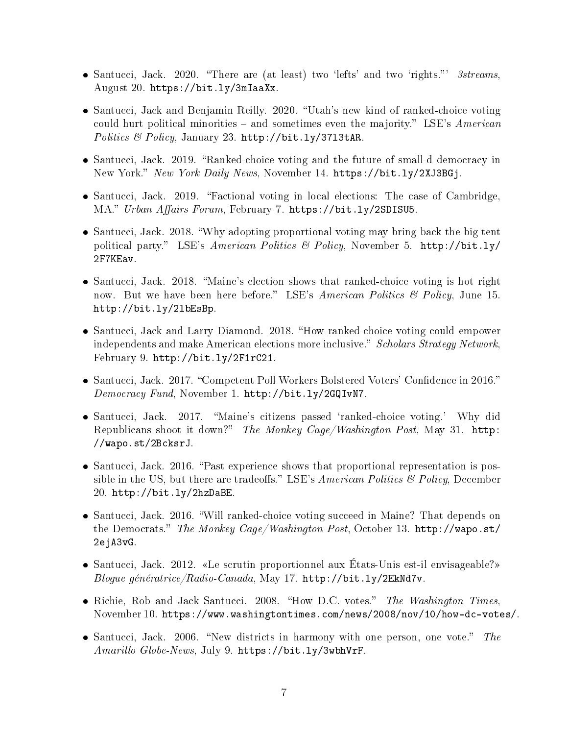- Santucci, Jack. 2020. "There are (at least) two 'lefts' and two 'rights."' *3streams*, August 20. `https://bit.ly/3mIaaXx`.

- Santucci, Jack and Benjamin Reilly. 2020. "Utah's new kind of ranked-choice voting could hurt political minorities – and sometimes even the majority." LSE's *American Politics & Policy*, January 23. `http://bit.ly/37l3tAR`.

- Santucci, Jack. 2019. "Ranked-choice voting and the future of small-d democracy in New York." *New York Daily News*, November 14. `https://bit.ly/2XJ3BGj`.

- Santucci, Jack. 2019. "Factional voting in local elections: The case of Cambridge, MA." *Urban Affairs Forum*, February 7. `https://bit.ly/2SDISU5`.

- Santucci, Jack. 2018. "Why adopting proportional voting may bring back the big-tent political party." LSE's *American Politics & Policy*, November 5. `http://bit.ly/2F7KEav`.

- Santucci, Jack. 2018. "Maine's election shows that ranked-choice voting is hot right now. But we have been here before." LSE's *American Politics & Policy*, June 15. `http://bit.ly/2lbEsBp`.

- Santucci, Jack and Larry Diamond. 2018. "How ranked-choice voting could empower independents and make American elections more inclusive." *Scholars Strategy Network*, February 9. `http://bit.ly/2F1rC21`.

- Santucci, Jack. 2017. "Competent Poll Workers Bolstered Voters' Confidence in 2016." *Democracy Fund*, November 1. `http://bit.ly/2GQIvN7`.

- Santucci, Jack. 2017. "Maine's citizens passed 'ranked-choice voting.' Why did Republicans shoot it down?" *The Monkey Cage/Washington Post*, May 31. `http://wapo.st/2BcksrJ`.

- Santucci, Jack. 2016. "Past experience shows that proportional representation is possible in the US, but there are tradeoffs." LSE's *American Politics & Policy*, December 20. `http://bit.ly/2hzDaBE`.

- Santucci, Jack. 2016. "Will ranked-choice voting succeed in Maine? That depends on the Democrats." *The Monkey Cage/Washington Post*, October 13. `http://wapo.st/2ejA3vG`.

- Santucci, Jack. 2012. «Le scrutin proportionnel aux États-Unis est-il envisageable?» *Blogue génératrice/Radio-Canada*, May 17. `http://bit.ly/2EkNd7v`.

- Richie, Rob and Jack Santucci. 2008. "How D.C. votes." *The Washington Times*, November 10. `https://www.washingtontimes.com/news/2008/nov/10/how-dc-votes/`.

- Santucci, Jack. 2006. "New districts in harmony with one person, one vote." *The Amarillo Globe-News*, July 9. `https://bit.ly/3wbhVrF`.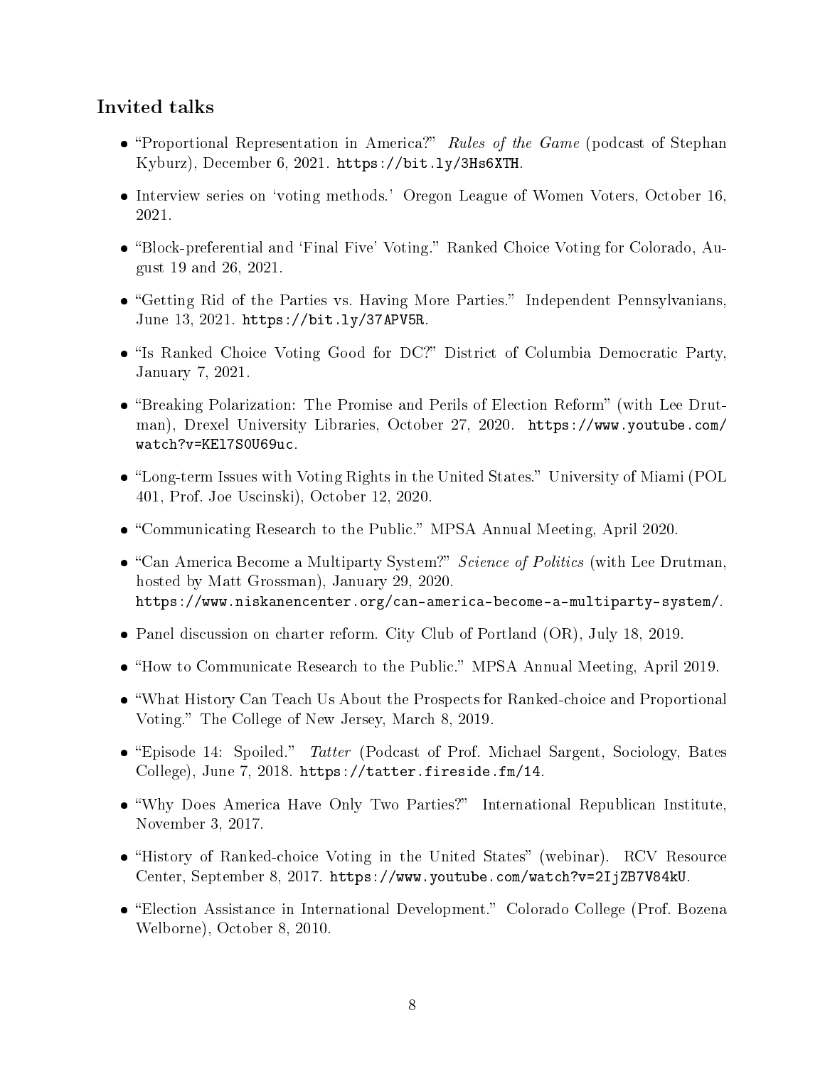## Invited talks

- "Proportional Representation in America?" *Rules of the Game* (podcast of Stephan Kyburz), December 6, 2021. `https://bit.ly/3Hs6XTH`.
- Interview series on 'voting methods.' Oregon League of Women Voters, October 16, 2021.
- "Block-preferential and 'Final Five' Voting." Ranked Choice Voting for Colorado, August 19 and 26, 2021.
- "Getting Rid of the Parties vs. Having More Parties." Independent Pennsylvanians, June 13, 2021. `https://bit.ly/37APV5R`.
- "Is Ranked Choice Voting Good for DC?" District of Columbia Democratic Party, January 7, 2021.
- "Breaking Polarization: The Promise and Perils of Election Reform" (with Lee Drutman), Drexel University Libraries, October 27, 2020. `https://www.youtube.com/watch?v=KEl7S0U69uc`.
- "Long-term Issues with Voting Rights in the United States." University of Miami (POL 401, Prof. Joe Uscinski), October 12, 2020.
- "Communicating Research to the Public." MPSA Annual Meeting, April 2020.
- "Can America Become a Multiparty System?" *Science of Politics* (with Lee Drutman, hosted by Matt Grossman), January 29, 2020. `https://www.niskanencenter.org/can-america-become-a-multiparty-system/`.
- Panel discussion on charter reform. City Club of Portland (OR), July 18, 2019.
- "How to Communicate Research to the Public." MPSA Annual Meeting, April 2019.
- "What History Can Teach Us About the Prospects for Ranked-choice and Proportional Voting." The College of New Jersey, March 8, 2019.
- "Episode 14: Spoiled." *Tatter* (Podcast of Prof. Michael Sargent, Sociology, Bates College), June 7, 2018. `https://tatter.fireside.fm/14`.
- "Why Does America Have Only Two Parties?" International Republican Institute, November 3, 2017.
- "History of Ranked-choice Voting in the United States" (webinar). RCV Resource Center, September 8, 2017. `https://www.youtube.com/watch?v=2IjZB7V84kU`.
- "Election Assistance in International Development." Colorado College (Prof. Bozena Welborne), October 8, 2010.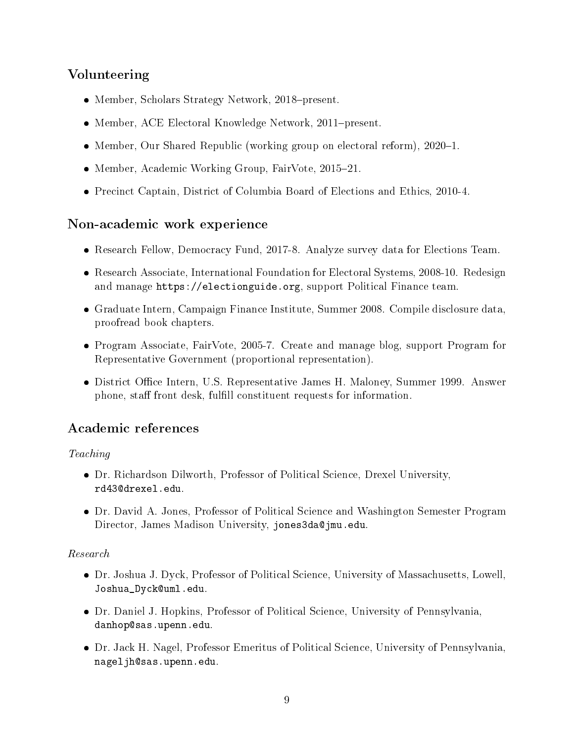## Volunteering

- Member, Scholars Strategy Network, 2018–present.
- Member, ACE Electoral Knowledge Network, 2011–present.
- Member, Our Shared Republic (working group on electoral reform), 2020–1.
- Member, Academic Working Group, FairVote, 2015–21.
- Precinct Captain, District of Columbia Board of Elections and Ethics, 2010-4.

## Non-academic work experience

- Research Fellow, Democracy Fund, 2017-8. Analyze survey data for Elections Team.
- Research Associate, International Foundation for Electoral Systems, 2008-10. Redesign and manage `https://electionguide.org`, support Political Finance team.
- Graduate Intern, Campaign Finance Institute, Summer 2008. Compile disclosure data, proofread book chapters.
- Program Associate, FairVote, 2005-7. Create and manage blog, support Program for Representative Government (proportional representation).
- District Office Intern, U.S. Representative James H. Maloney, Summer 1999. Answer phone, staff front desk, fulfill constituent requests for information.

## Academic references

*Teaching*

- Dr. Richardson Dilworth, Professor of Political Science, Drexel University, `rd43@drexel.edu`.
- Dr. David A. Jones, Professor of Political Science and Washington Semester Program Director, James Madison University, `jones3da@jmu.edu`.

*Research*

- Dr. Joshua J. Dyck, Professor of Political Science, University of Massachusetts, Lowell, `Joshua_Dyck@uml.edu`.
- Dr. Daniel J. Hopkins, Professor of Political Science, University of Pennsylvania, `danhop@sas.upenn.edu`.
- Dr. Jack H. Nagel, Professor Emeritus of Political Science, University of Pennsylvania, `nageljh@sas.upenn.edu`.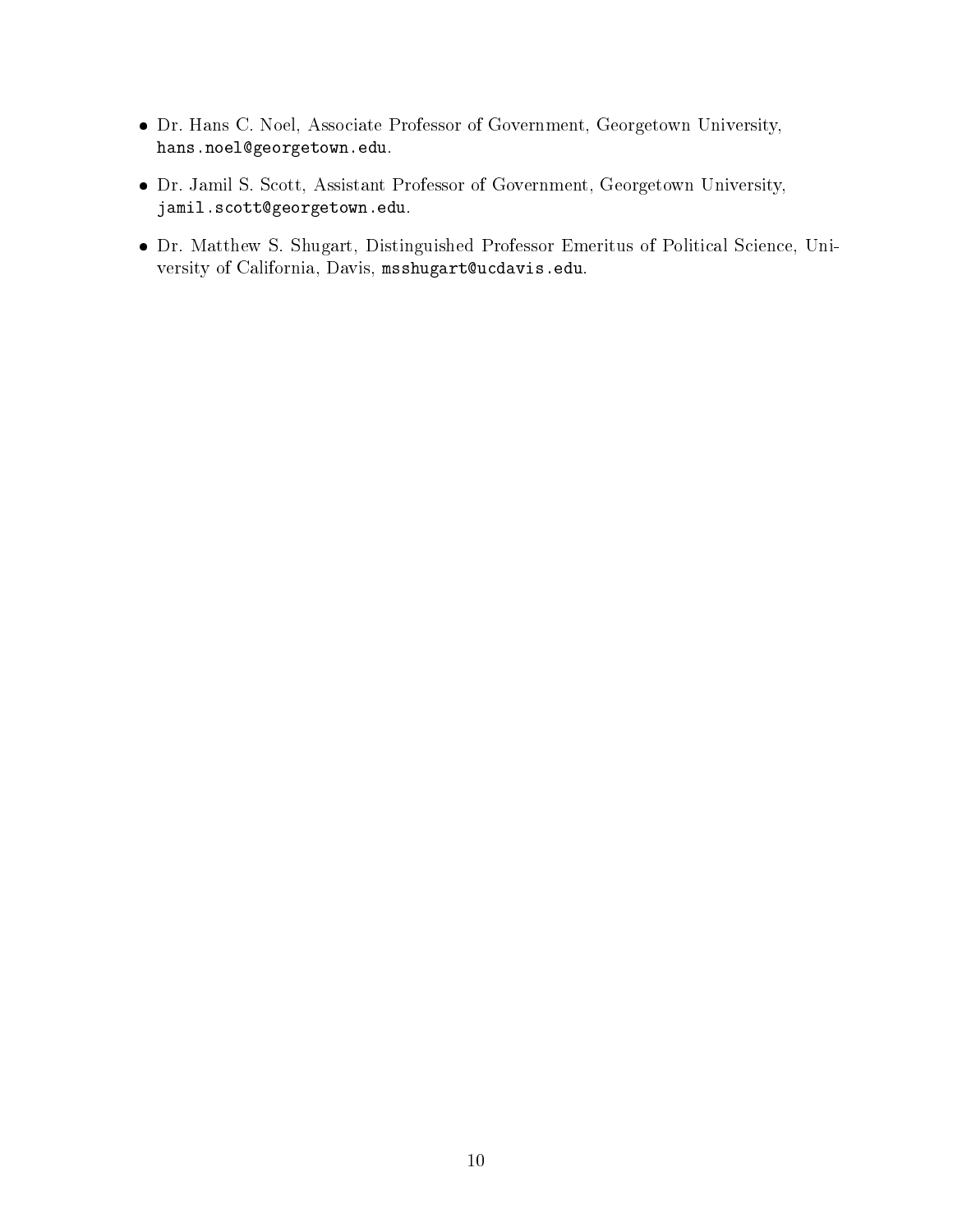- Dr. Hans C. Noel, Associate Professor of Government, Georgetown University, `hans.noel@georgetown.edu`.
- Dr. Jamil S. Scott, Assistant Professor of Government, Georgetown University, `jamil.scott@georgetown.edu`.
- Dr. Matthew S. Shugart, Distinguished Professor Emeritus of Political Science, University of California, Davis, `msshugart@ucdavis.edu`.